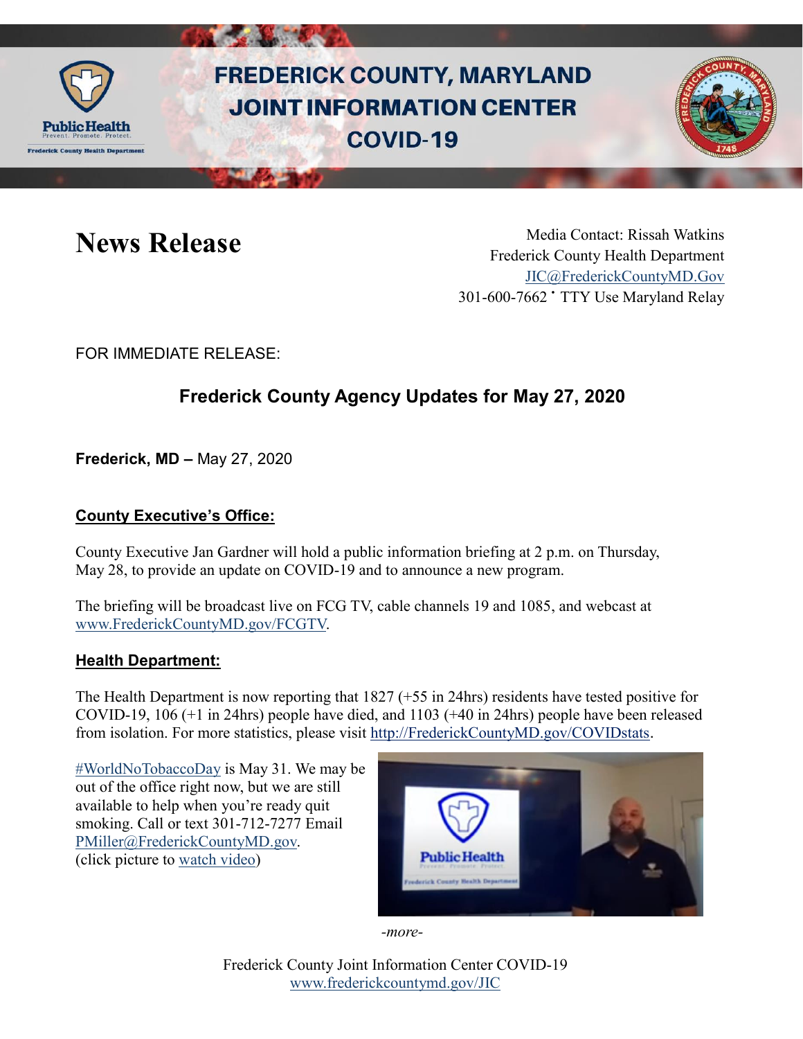# FREDERICK COUNTY, MARYLAND JOINT INFORMATION CENTER COVID-19

## News Release

Media Contact: Rissah Watkins
Frederick County Health Department
JIC@FrederickCountyMD.Gov
301-600-7662 • TTY Use Maryland Relay

FOR IMMEDIATE RELEASE:

### Frederick County Agency Updates for May 27, 2020

**Frederick, MD –** May 27, 2020

**County Executive's Office:**

County Executive Jan Gardner will hold a public information briefing at 2 p.m. on Thursday, May 28, to provide an update on COVID-19 and to announce a new program.

The briefing will be broadcast live on FCG TV, cable channels 19 and 1085, and webcast at www.FrederickCountyMD.gov/FCGTV.

**Health Department:**

The Health Department is now reporting that 1827 (+55 in 24hrs) residents have tested positive for COVID-19, 106 (+1 in 24hrs) people have died, and 1103 (+40 in 24hrs) people have been released from isolation. For more statistics, please visit http://FrederickCountyMD.gov/COVIDstats.

#WorldNoTobaccoDay is May 31. We may be out of the office right now, but we are still available to help when you're ready quit smoking. Call or text 301-712-7277 Email PMiller@FrederickCountyMD.gov. (click picture to watch video)

*-more-*

Frederick County Joint Information Center COVID-19
www.frederickcountymd.gov/JIC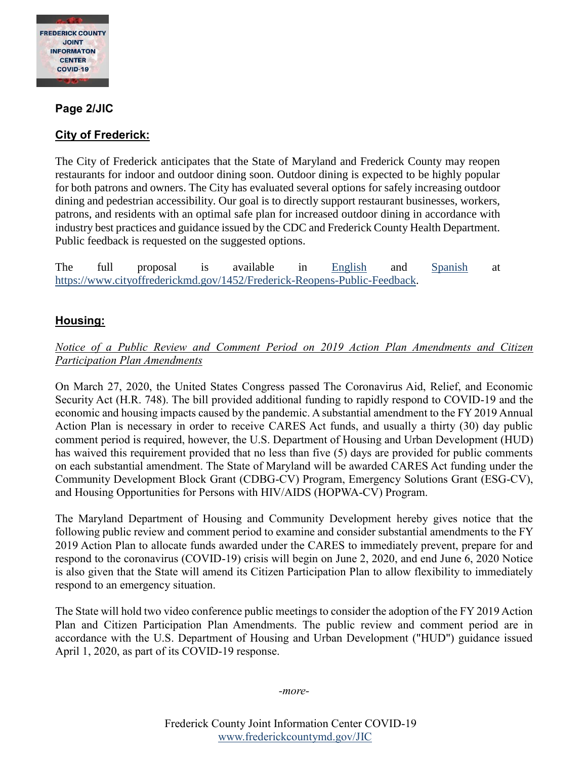**Page 2/JIC**

## City of Frederick:

The City of Frederick anticipates that the State of Maryland and Frederick County may reopen restaurants for indoor and outdoor dining soon. Outdoor dining is expected to be highly popular for both patrons and owners. The City has evaluated several options for safely increasing outdoor dining and pedestrian accessibility. Our goal is to directly support restaurant businesses, workers, patrons, and residents with an optimal safe plan for increased outdoor dining in accordance with industry best practices and guidance issued by the CDC and Frederick County Health Department. Public feedback is requested on the suggested options.

The full proposal is available in English and Spanish at https://www.cityoffrederickmd.gov/1452/Frederick-Reopens-Public-Feedback.

## Housing:

*Notice of a Public Review and Comment Period on 2019 Action Plan Amendments and Citizen Participation Plan Amendments*

On March 27, 2020, the United States Congress passed The Coronavirus Aid, Relief, and Economic Security Act (H.R. 748). The bill provided additional funding to rapidly respond to COVID-19 and the economic and housing impacts caused by the pandemic. A substantial amendment to the FY 2019 Annual Action Plan is necessary in order to receive CARES Act funds, and usually a thirty (30) day public comment period is required, however, the U.S. Department of Housing and Urban Development (HUD) has waived this requirement provided that no less than five (5) days are provided for public comments on each substantial amendment. The State of Maryland will be awarded CARES Act funding under the Community Development Block Grant (CDBG-CV) Program, Emergency Solutions Grant (ESG-CV), and Housing Opportunities for Persons with HIV/AIDS (HOPWA-CV) Program.

The Maryland Department of Housing and Community Development hereby gives notice that the following public review and comment period to examine and consider substantial amendments to the FY 2019 Action Plan to allocate funds awarded under the CARES to immediately prevent, prepare for and respond to the coronavirus (COVID-19) crisis will begin on June 2, 2020, and end June 6, 2020 Notice is also given that the State will amend its Citizen Participation Plan to allow flexibility to immediately respond to an emergency situation.

The State will hold two video conference public meetings to consider the adoption of the FY 2019 Action Plan and Citizen Participation Plan Amendments. The public review and comment period are in accordance with the U.S. Department of Housing and Urban Development ("HUD") guidance issued April 1, 2020, as part of its COVID-19 response.

*-more-*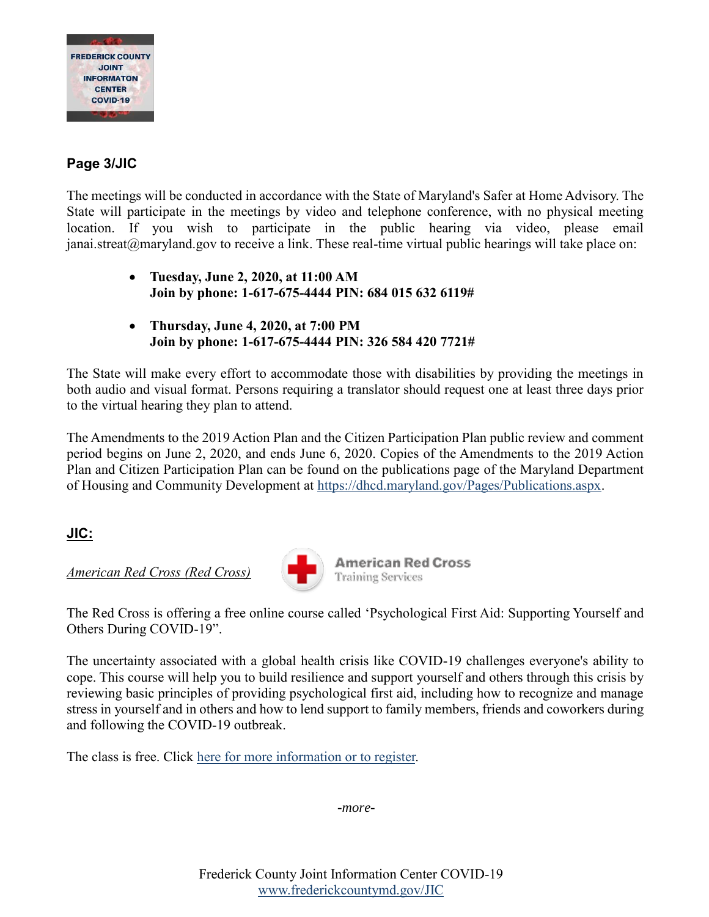**Page 3/JIC**

The meetings will be conducted in accordance with the State of Maryland's Safer at Home Advisory. The State will participate in the meetings by video and telephone conference, with no physical meeting location. If you wish to participate in the public hearing via video, please email janai.streat@maryland.gov to receive a link. These real-time virtual public hearings will take place on:

- **Tuesday, June 2, 2020, at 11:00 AM**
  **Join by phone: 1-617-675-4444 PIN: 684 015 632 6119#**

- **Thursday, June 4, 2020, at 7:00 PM**
  **Join by phone: 1-617-675-4444 PIN: 326 584 420 7721#**

The State will make every effort to accommodate those with disabilities by providing the meetings in both audio and visual format. Persons requiring a translator should request one at least three days prior to the virtual hearing they plan to attend.

The Amendments to the 2019 Action Plan and the Citizen Participation Plan public review and comment period begins on June 2, 2020, and ends June 6, 2020. Copies of the Amendments to the 2019 Action Plan and Citizen Participation Plan can be found on the publications page of the Maryland Department of Housing and Community Development at https://dhcd.maryland.gov/Pages/Publications.aspx.

**JIC:**

*American Red Cross (Red Cross)*

American Red Cross
Training Services

The Red Cross is offering a free online course called 'Psychological First Aid: Supporting Yourself and Others During COVID-19".

The uncertainty associated with a global health crisis like COVID-19 challenges everyone's ability to cope. This course will help you to build resilience and support yourself and others through this crisis by reviewing basic principles of providing psychological first aid, including how to recognize and manage stress in yourself and in others and how to lend support to family members, friends and coworkers during and following the COVID-19 outbreak.

The class is free. Click here for more information or to register.

*-more-*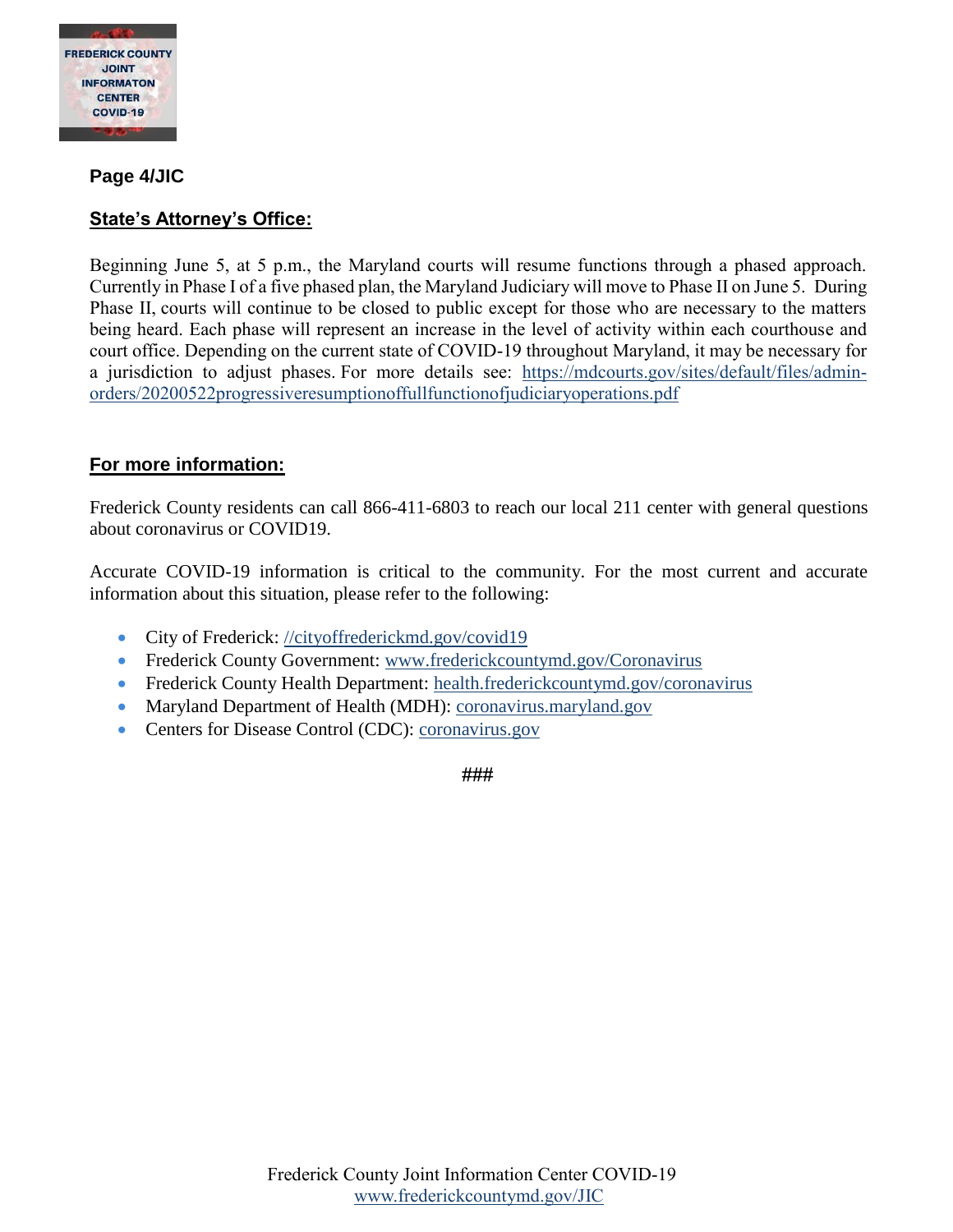**Page 4/JIC**

## State's Attorney's Office:

Beginning June 5, at 5 p.m., the Maryland courts will resume functions through a phased approach. Currently in Phase I of a five phased plan, the Maryland Judiciary will move to Phase II on June 5. During Phase II, courts will continue to be closed to public except for those who are necessary to the matters being heard. Each phase will represent an increase in the level of activity within each courthouse and court office. Depending on the current state of COVID-19 throughout Maryland, it may be necessary for a jurisdiction to adjust phases. For more details see: https://mdcourts.gov/sites/default/files/admin-orders/20200522progressiveresumptionoffullfunctionofjudiciaryoperations.pdf

## For more information:

Frederick County residents can call 866-411-6803 to reach our local 211 center with general questions about coronavirus or COVID19.

Accurate COVID-19 information is critical to the community. For the most current and accurate information about this situation, please refer to the following:

- City of Frederick: //cityoffrederickmd.gov/covid19
- Frederick County Government: www.frederickcountymd.gov/Coronavirus
- Frederick County Health Department: health.frederickcountymd.gov/coronavirus
- Maryland Department of Health (MDH): coronavirus.maryland.gov
- Centers for Disease Control (CDC): coronavirus.gov

###